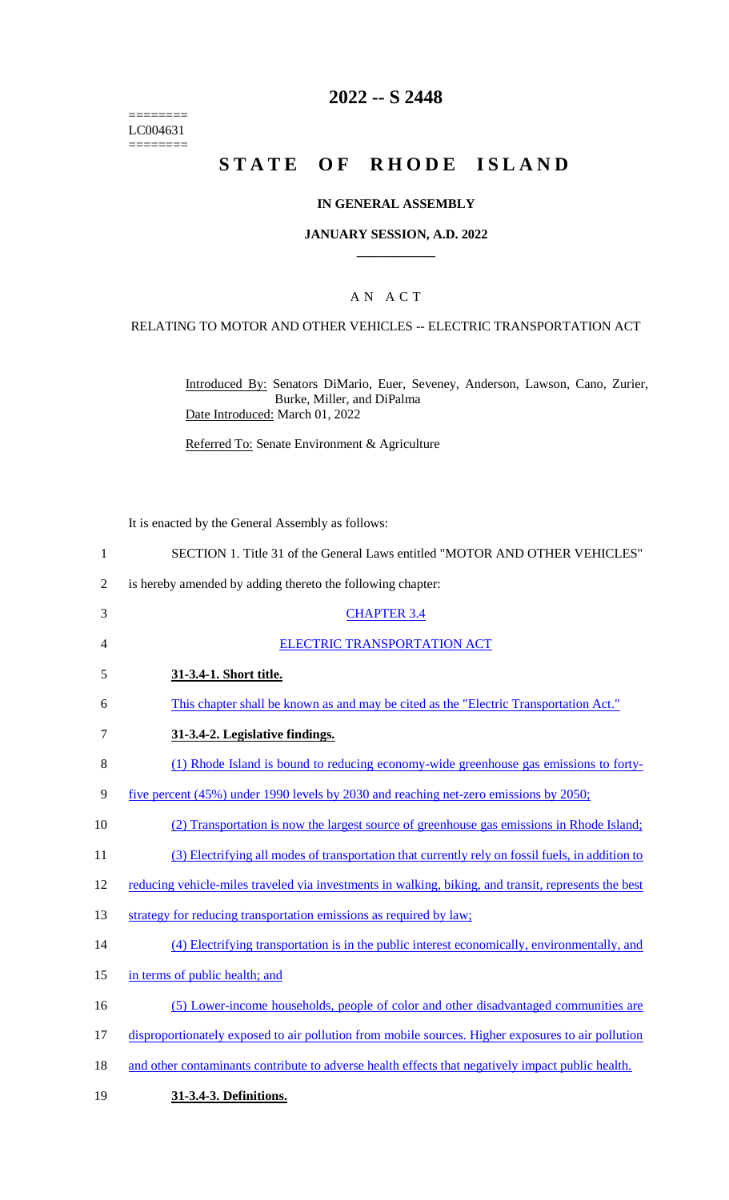======== 
LC004631 
========

# 2022 -- S 2448

# STATE OF RHODE ISLAND

## IN GENERAL ASSEMBLY

### JANUARY SESSION, A.D. 2022

## A N A C T

### RELATING TO MOTOR AND OTHER VEHICLES -- ELECTRIC TRANSPORTATION ACT

Introduced By: Senators DiMario, Euer, Seveney, Anderson, Lawson, Cano, Zurier, Burke, Miller, and DiPalma
Date Introduced: March 01, 2022

Referred To: Senate Environment & Agriculture

It is enacted by the General Assembly as follows:

1 SECTION 1. Title 31 of the General Laws entitled "MOTOR AND OTHER VEHICLES"
2 is hereby amended by adding thereto the following chapter:
3 CHAPTER 3.4
4 ELECTRIC TRANSPORTATION ACT
5 **31-3.4-1. Short title.**
6 This chapter shall be known as and may be cited as the "Electric Transportation Act."
7 **31-3.4-2. Legislative findings.**
8 (1) Rhode Island is bound to reducing economy-wide greenhouse gas emissions to forty-
9 five percent (45%) under 1990 levels by 2030 and reaching net-zero emissions by 2050;
10 (2) Transportation is now the largest source of greenhouse gas emissions in Rhode Island;
11 (3) Electrifying all modes of transportation that currently rely on fossil fuels, in addition to
12 reducing vehicle-miles traveled via investments in walking, biking, and transit, represents the best
13 strategy for reducing transportation emissions as required by law;
14 (4) Electrifying transportation is in the public interest economically, environmentally, and
15 in terms of public health; and
16 (5) Lower-income households, people of color and other disadvantaged communities are
17 disproportionately exposed to air pollution from mobile sources. Higher exposures to air pollution
18 and other contaminants contribute to adverse health effects that negatively impact public health.
19 **31-3.4-3. Definitions.**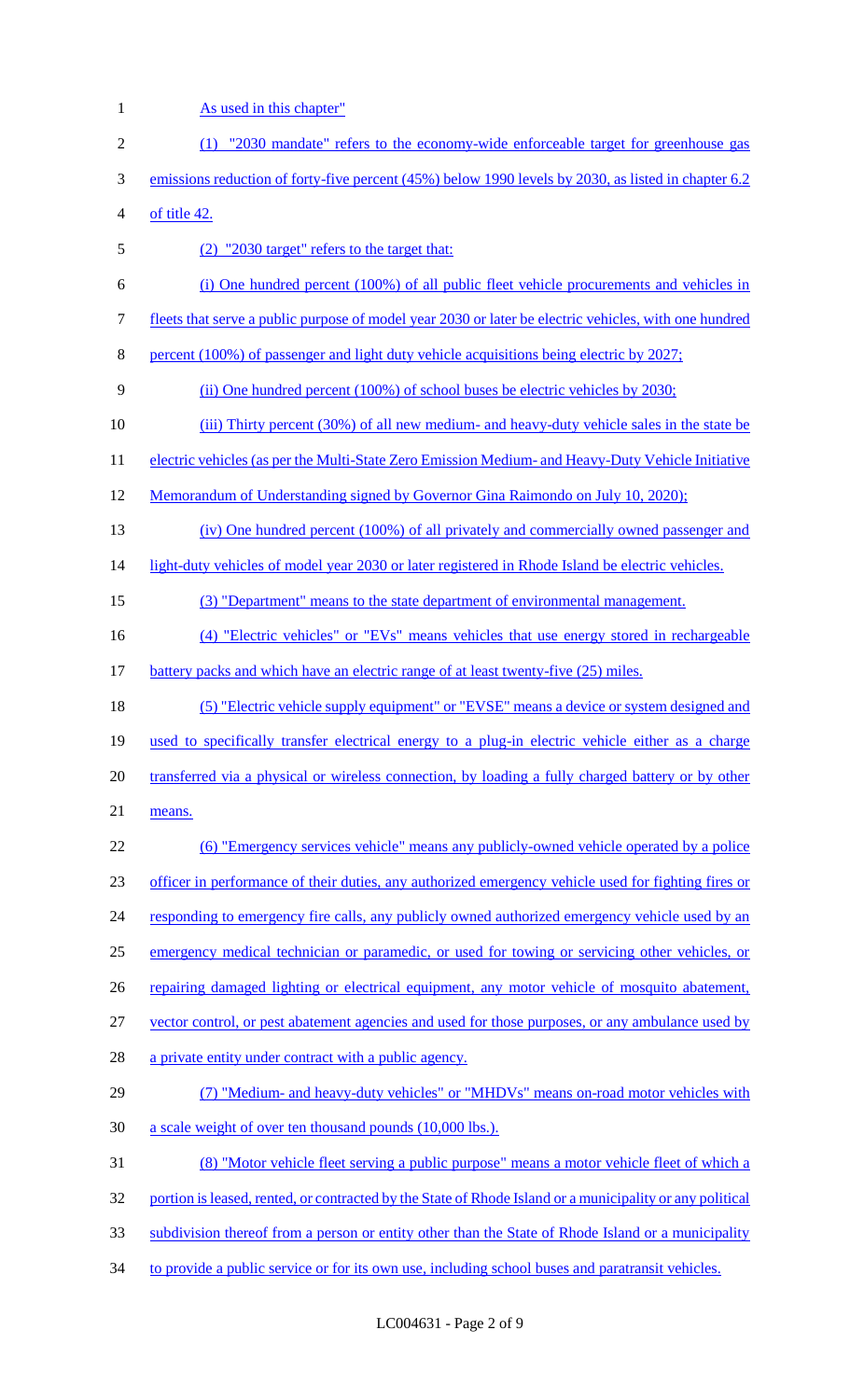As used in this chapter"

(1) "2030 mandate" refers to the economy-wide enforceable target for greenhouse gas emissions reduction of forty-five percent (45%) below 1990 levels by 2030, as listed in chapter 6.2 of title 42.

(2) "2030 target" refers to the target that:

(i) One hundred percent (100%) of all public fleet vehicle procurements and vehicles in fleets that serve a public purpose of model year 2030 or later be electric vehicles, with one hundred percent (100%) of passenger and light duty vehicle acquisitions being electric by 2027;

(ii) One hundred percent (100%) of school buses be electric vehicles by 2030;

(iii) Thirty percent (30%) of all new medium- and heavy-duty vehicle sales in the state be electric vehicles (as per the Multi-State Zero Emission Medium- and Heavy-Duty Vehicle Initiative Memorandum of Understanding signed by Governor Gina Raimondo on July 10, 2020);

(iv) One hundred percent (100%) of all privately and commercially owned passenger and light-duty vehicles of model year 2030 or later registered in Rhode Island be electric vehicles.

(3) "Department" means to the state department of environmental management.

(4) "Electric vehicles" or "EVs" means vehicles that use energy stored in rechargeable battery packs and which have an electric range of at least twenty-five (25) miles.

(5) "Electric vehicle supply equipment" or "EVSE" means a device or system designed and used to specifically transfer electrical energy to a plug-in electric vehicle either as a charge transferred via a physical or wireless connection, by loading a fully charged battery or by other means.

(6) "Emergency services vehicle" means any publicly-owned vehicle operated by a police officer in performance of their duties, any authorized emergency vehicle used for fighting fires or responding to emergency fire calls, any publicly owned authorized emergency vehicle used by an emergency medical technician or paramedic, or used for towing or servicing other vehicles, or repairing damaged lighting or electrical equipment, any motor vehicle of mosquito abatement, vector control, or pest abatement agencies and used for those purposes, or any ambulance used by a private entity under contract with a public agency.

(7) "Medium- and heavy-duty vehicles" or "MHDVs" means on-road motor vehicles with a scale weight of over ten thousand pounds (10,000 lbs.).

(8) "Motor vehicle fleet serving a public purpose" means a motor vehicle fleet of which a portion is leased, rented, or contracted by the State of Rhode Island or a municipality or any political subdivision thereof from a person or entity other than the State of Rhode Island or a municipality to provide a public service or for its own use, including school buses and paratransit vehicles.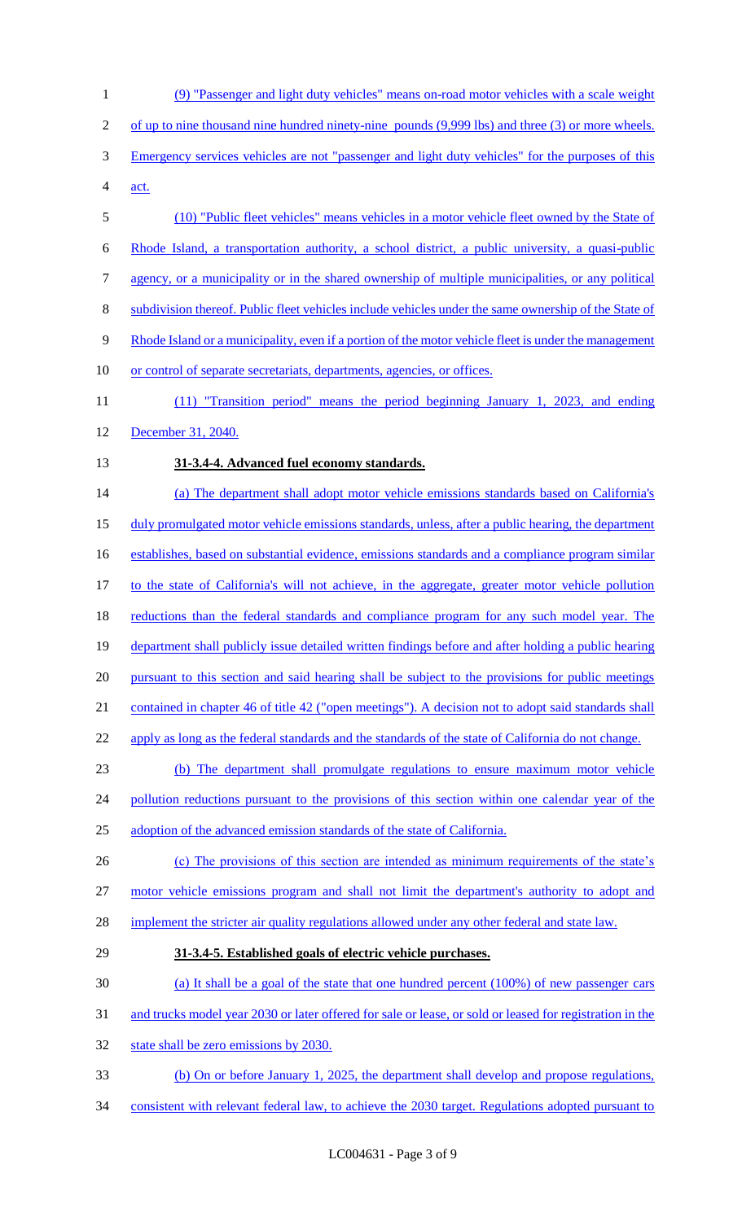(9) "Passenger and light duty vehicles" means on-road motor vehicles with a scale weight of up to nine thousand nine hundred ninety-nine pounds (9,999 lbs) and three (3) or more wheels. Emergency services vehicles are not "passenger and light duty vehicles" for the purposes of this act.

(10) "Public fleet vehicles" means vehicles in a motor vehicle fleet owned by the State of Rhode Island, a transportation authority, a school district, a public university, a quasi-public agency, or a municipality or in the shared ownership of multiple municipalities, or any political subdivision thereof. Public fleet vehicles include vehicles under the same ownership of the State of Rhode Island or a municipality, even if a portion of the motor vehicle fleet is under the management or control of separate secretariats, departments, agencies, or offices.

(11) "Transition period" means the period beginning January 1, 2023, and ending December 31, 2040.

**31-3.4-4. Advanced fuel economy standards.**

(a) The department shall adopt motor vehicle emissions standards based on California's duly promulgated motor vehicle emissions standards, unless, after a public hearing, the department establishes, based on substantial evidence, emissions standards and a compliance program similar to the state of California's will not achieve, in the aggregate, greater motor vehicle pollution reductions than the federal standards and compliance program for any such model year. The department shall publicly issue detailed written findings before and after holding a public hearing pursuant to this section and said hearing shall be subject to the provisions for public meetings contained in chapter 46 of title 42 ("open meetings"). A decision not to adopt said standards shall apply as long as the federal standards and the standards of the state of California do not change.

(b) The department shall promulgate regulations to ensure maximum motor vehicle pollution reductions pursuant to the provisions of this section within one calendar year of the adoption of the advanced emission standards of the state of California.

(c) The provisions of this section are intended as minimum requirements of the state's motor vehicle emissions program and shall not limit the department's authority to adopt and implement the stricter air quality regulations allowed under any other federal and state law.

**31-3.4-5. Established goals of electric vehicle purchases.**

(a) It shall be a goal of the state that one hundred percent (100%) of new passenger cars and trucks model year 2030 or later offered for sale or lease, or sold or leased for registration in the state shall be zero emissions by 2030.

(b) On or before January 1, 2025, the department shall develop and propose regulations, consistent with relevant federal law, to achieve the 2030 target. Regulations adopted pursuant to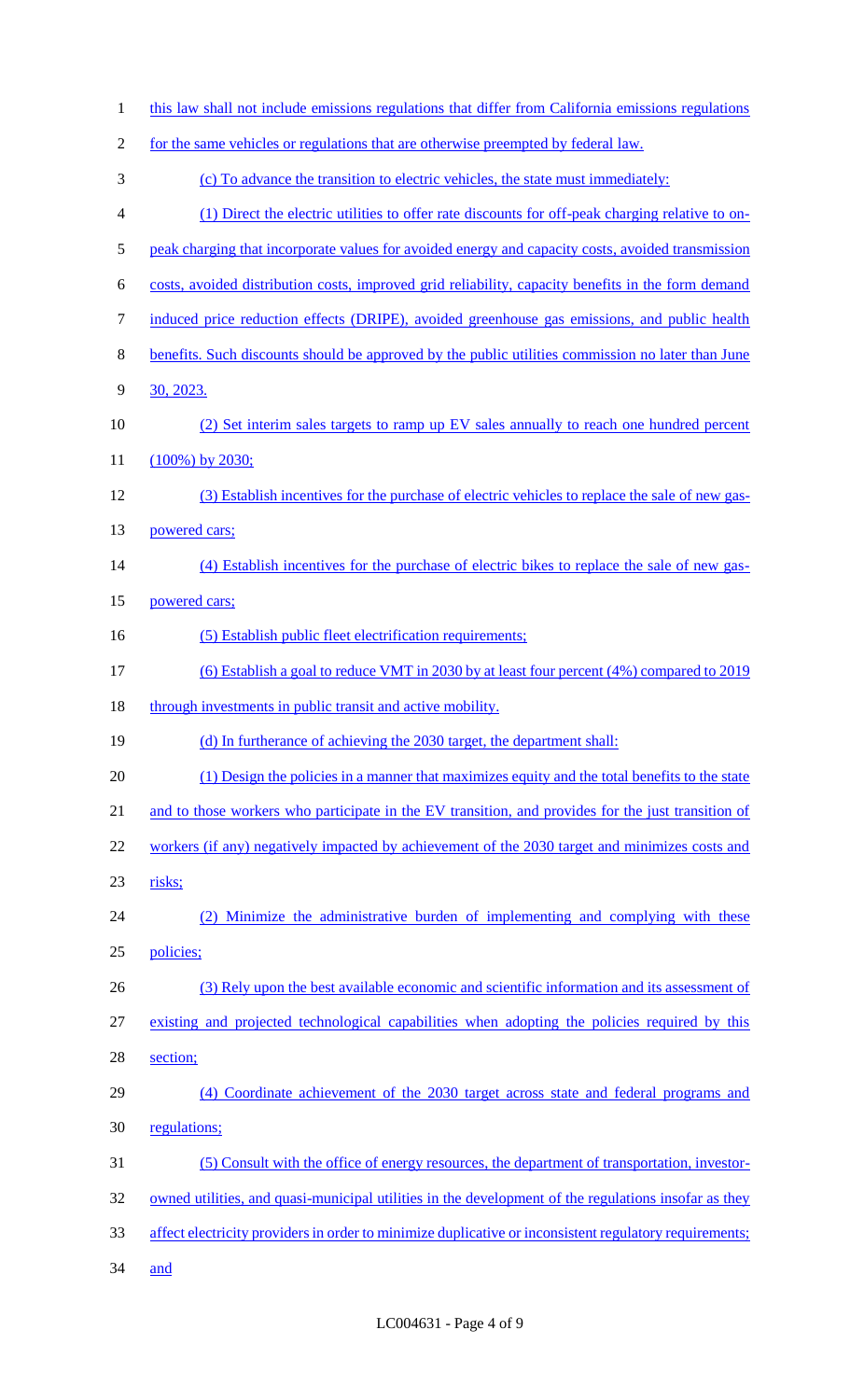this law shall not include emissions regulations that differ from California emissions regulations for the same vehicles or regulations that are otherwise preempted by federal law.

(c) To advance the transition to electric vehicles, the state must immediately:

(1) Direct the electric utilities to offer rate discounts for off-peak charging relative to on-peak charging that incorporate values for avoided energy and capacity costs, avoided transmission costs, avoided distribution costs, improved grid reliability, capacity benefits in the form demand induced price reduction effects (DRIPE), avoided greenhouse gas emissions, and public health benefits. Such discounts should be approved by the public utilities commission no later than June 30, 2023.

(2) Set interim sales targets to ramp up EV sales annually to reach one hundred percent (100%) by 2030;

(3) Establish incentives for the purchase of electric vehicles to replace the sale of new gas-powered cars;

(4) Establish incentives for the purchase of electric bikes to replace the sale of new gas-powered cars;

(5) Establish public fleet electrification requirements;

(6) Establish a goal to reduce VMT in 2030 by at least four percent (4%) compared to 2019 through investments in public transit and active mobility.

(d) In furtherance of achieving the 2030 target, the department shall:

(1) Design the policies in a manner that maximizes equity and the total benefits to the state and to those workers who participate in the EV transition, and provides for the just transition of workers (if any) negatively impacted by achievement of the 2030 target and minimizes costs and risks;

(2) Minimize the administrative burden of implementing and complying with these policies;

(3) Rely upon the best available economic and scientific information and its assessment of existing and projected technological capabilities when adopting the policies required by this section;

(4) Coordinate achievement of the 2030 target across state and federal programs and regulations;

(5) Consult with the office of energy resources, the department of transportation, investor-owned utilities, and quasi-municipal utilities in the development of the regulations insofar as they affect electricity providers in order to minimize duplicative or inconsistent regulatory requirements; and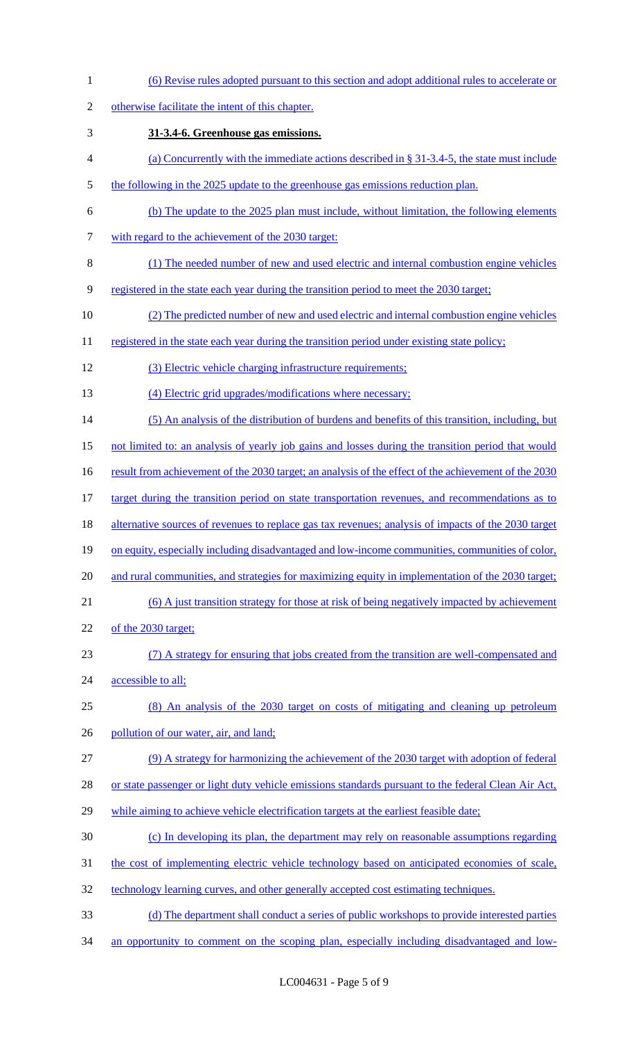(6) Revise rules adopted pursuant to this section and adopt additional rules to accelerate or otherwise facilitate the intent of this chapter.

**31-3.4-6. Greenhouse gas emissions.**

(a) Concurrently with the immediate actions described in § 31-3.4-5, the state must include the following in the 2025 update to the greenhouse gas emissions reduction plan.

(b) The update to the 2025 plan must include, without limitation, the following elements with regard to the achievement of the 2030 target:

(1) The needed number of new and used electric and internal combustion engine vehicles registered in the state each year during the transition period to meet the 2030 target;

(2) The predicted number of new and used electric and internal combustion engine vehicles registered in the state each year during the transition period under existing state policy;

(3) Electric vehicle charging infrastructure requirements;

(4) Electric grid upgrades/modifications where necessary;

(5) An analysis of the distribution of burdens and benefits of this transition, including, but not limited to: an analysis of yearly job gains and losses during the transition period that would result from achievement of the 2030 target; an analysis of the effect of the achievement of the 2030 target during the transition period on state transportation revenues, and recommendations as to alternative sources of revenues to replace gas tax revenues; analysis of impacts of the 2030 target on equity, especially including disadvantaged and low-income communities, communities of color, and rural communities, and strategies for maximizing equity in implementation of the 2030 target;

(6) A just transition strategy for those at risk of being negatively impacted by achievement of the 2030 target;

(7) A strategy for ensuring that jobs created from the transition are well-compensated and accessible to all;

(8) An analysis of the 2030 target on costs of mitigating and cleaning up petroleum pollution of our water, air, and land;

(9) A strategy for harmonizing the achievement of the 2030 target with adoption of federal or state passenger or light duty vehicle emissions standards pursuant to the federal Clean Air Act, while aiming to achieve vehicle electrification targets at the earliest feasible date;

(c) In developing its plan, the department may rely on reasonable assumptions regarding the cost of implementing electric vehicle technology based on anticipated economies of scale, technology learning curves, and other generally accepted cost estimating techniques.

(d) The department shall conduct a series of public workshops to provide interested parties an opportunity to comment on the scoping plan, especially including disadvantaged and low-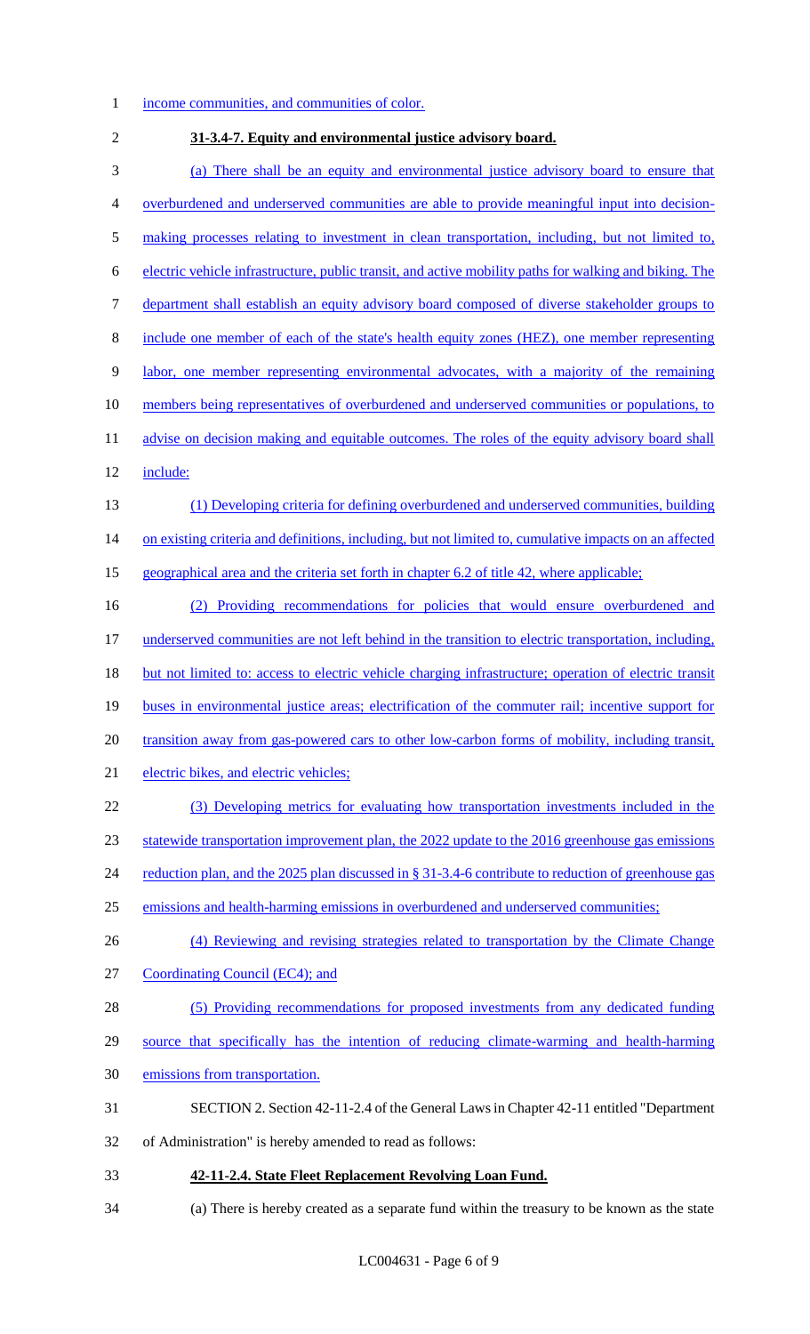income communities, and communities of color.

**31-3.4-7. Equity and environmental justice advisory board.**

(a) There shall be an equity and environmental justice advisory board to ensure that overburdened and underserved communities are able to provide meaningful input into decision-making processes relating to investment in clean transportation, including, but not limited to, electric vehicle infrastructure, public transit, and active mobility paths for walking and biking. The department shall establish an equity advisory board composed of diverse stakeholder groups to include one member of each of the state's health equity zones (HEZ), one member representing labor, one member representing environmental advocates, with a majority of the remaining members being representatives of overburdened and underserved communities or populations, to advise on decision making and equitable outcomes. The roles of the equity advisory board shall include:

(1) Developing criteria for defining overburdened and underserved communities, building on existing criteria and definitions, including, but not limited to, cumulative impacts on an affected geographical area and the criteria set forth in chapter 6.2 of title 42, where applicable;

(2) Providing recommendations for policies that would ensure overburdened and underserved communities are not left behind in the transition to electric transportation, including, but not limited to: access to electric vehicle charging infrastructure; operation of electric transit buses in environmental justice areas; electrification of the commuter rail; incentive support for transition away from gas-powered cars to other low-carbon forms of mobility, including transit, electric bikes, and electric vehicles;

(3) Developing metrics for evaluating how transportation investments included in the statewide transportation improvement plan, the 2022 update to the 2016 greenhouse gas emissions reduction plan, and the 2025 plan discussed in § 31-3.4-6 contribute to reduction of greenhouse gas emissions and health-harming emissions in overburdened and underserved communities;

(4) Reviewing and revising strategies related to transportation by the Climate Change Coordinating Council (EC4); and

(5) Providing recommendations for proposed investments from any dedicated funding source that specifically has the intention of reducing climate-warming and health-harming emissions from transportation.

SECTION 2. Section 42-11-2.4 of the General Laws in Chapter 42-11 entitled "Department of Administration" is hereby amended to read as follows:

**42-11-2.4. State Fleet Replacement Revolving Loan Fund.**

(a) There is hereby created as a separate fund within the treasury to be known as the state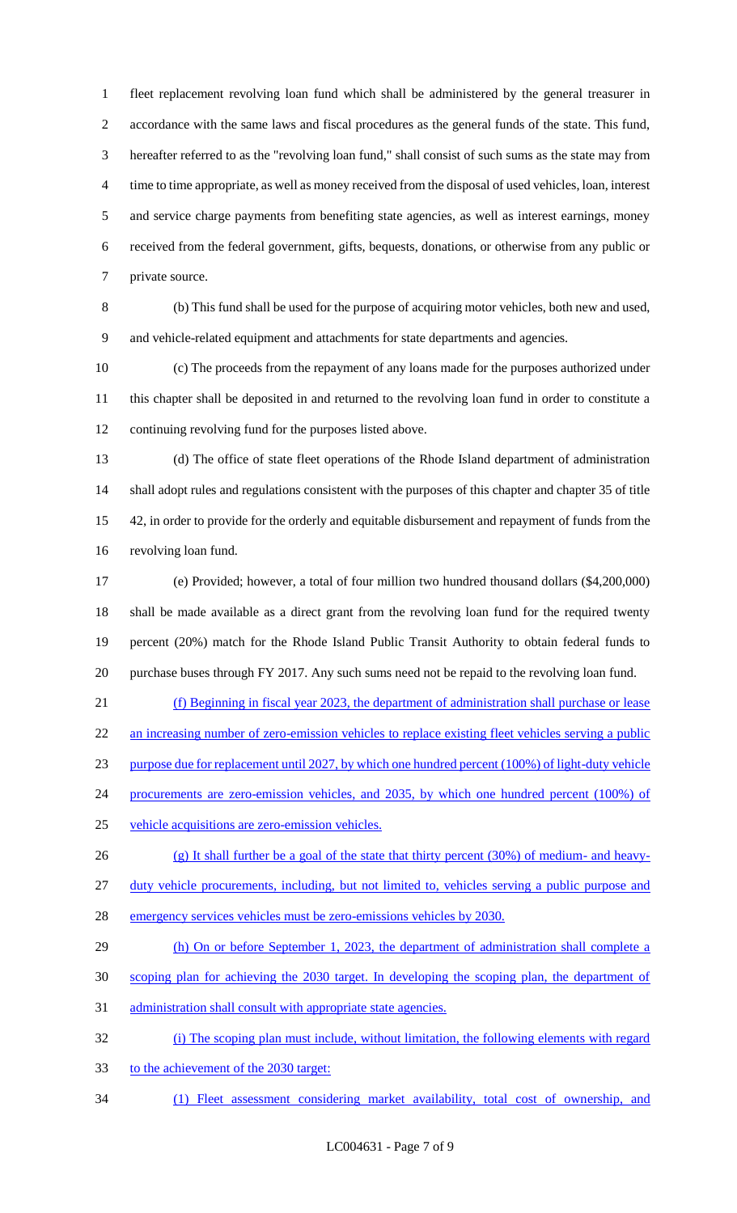fleet replacement revolving loan fund which shall be administered by the general treasurer in accordance with the same laws and fiscal procedures as the general funds of the state. This fund, hereafter referred to as the "revolving loan fund," shall consist of such sums as the state may from time to time appropriate, as well as money received from the disposal of used vehicles, loan, interest and service charge payments from benefiting state agencies, as well as interest earnings, money received from the federal government, gifts, bequests, donations, or otherwise from any public or private source.

(b) This fund shall be used for the purpose of acquiring motor vehicles, both new and used, and vehicle-related equipment and attachments for state departments and agencies.

(c) The proceeds from the repayment of any loans made for the purposes authorized under this chapter shall be deposited in and returned to the revolving loan fund in order to constitute a continuing revolving fund for the purposes listed above.

(d) The office of state fleet operations of the Rhode Island department of administration shall adopt rules and regulations consistent with the purposes of this chapter and chapter 35 of title 42, in order to provide for the orderly and equitable disbursement and repayment of funds from the revolving loan fund.

(e) Provided; however, a total of four million two hundred thousand dollars ($4,200,000) shall be made available as a direct grant from the revolving loan fund for the required twenty percent (20%) match for the Rhode Island Public Transit Authority to obtain federal funds to purchase buses through FY 2017. Any such sums need not be repaid to the revolving loan fund.

(f) Beginning in fiscal year 2023, the department of administration shall purchase or lease an increasing number of zero-emission vehicles to replace existing fleet vehicles serving a public purpose due for replacement until 2027, by which one hundred percent (100%) of light-duty vehicle procurements are zero-emission vehicles, and 2035, by which one hundred percent (100%) of vehicle acquisitions are zero-emission vehicles.

(g) It shall further be a goal of the state that thirty percent (30%) of medium- and heavy-duty vehicle procurements, including, but not limited to, vehicles serving a public purpose and emergency services vehicles must be zero-emissions vehicles by 2030.

(h) On or before September 1, 2023, the department of administration shall complete a scoping plan for achieving the 2030 target. In developing the scoping plan, the department of administration shall consult with appropriate state agencies.

(i) The scoping plan must include, without limitation, the following elements with regard to the achievement of the 2030 target:

(1) Fleet assessment considering market availability, total cost of ownership, and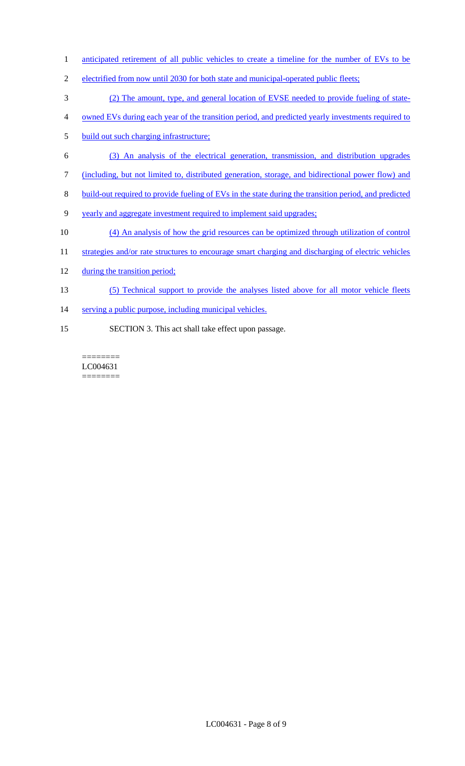anticipated retirement of all public vehicles to create a timeline for the number of EVs to be electrified from now until 2030 for both state and municipal-operated public fleets;

(2) The amount, type, and general location of EVSE needed to provide fueling of state-owned EVs during each year of the transition period, and predicted yearly investments required to build out such charging infrastructure;

(3) An analysis of the electrical generation, transmission, and distribution upgrades (including, but not limited to, distributed generation, storage, and bidirectional power flow) and build-out required to provide fueling of EVs in the state during the transition period, and predicted yearly and aggregate investment required to implement said upgrades;

(4) An analysis of how the grid resources can be optimized through utilization of control strategies and/or rate structures to encourage smart charging and discharging of electric vehicles during the transition period;

(5) Technical support to provide the analyses listed above for all motor vehicle fleets serving a public purpose, including municipal vehicles.

SECTION 3. This act shall take effect upon passage.

========
LC004631
========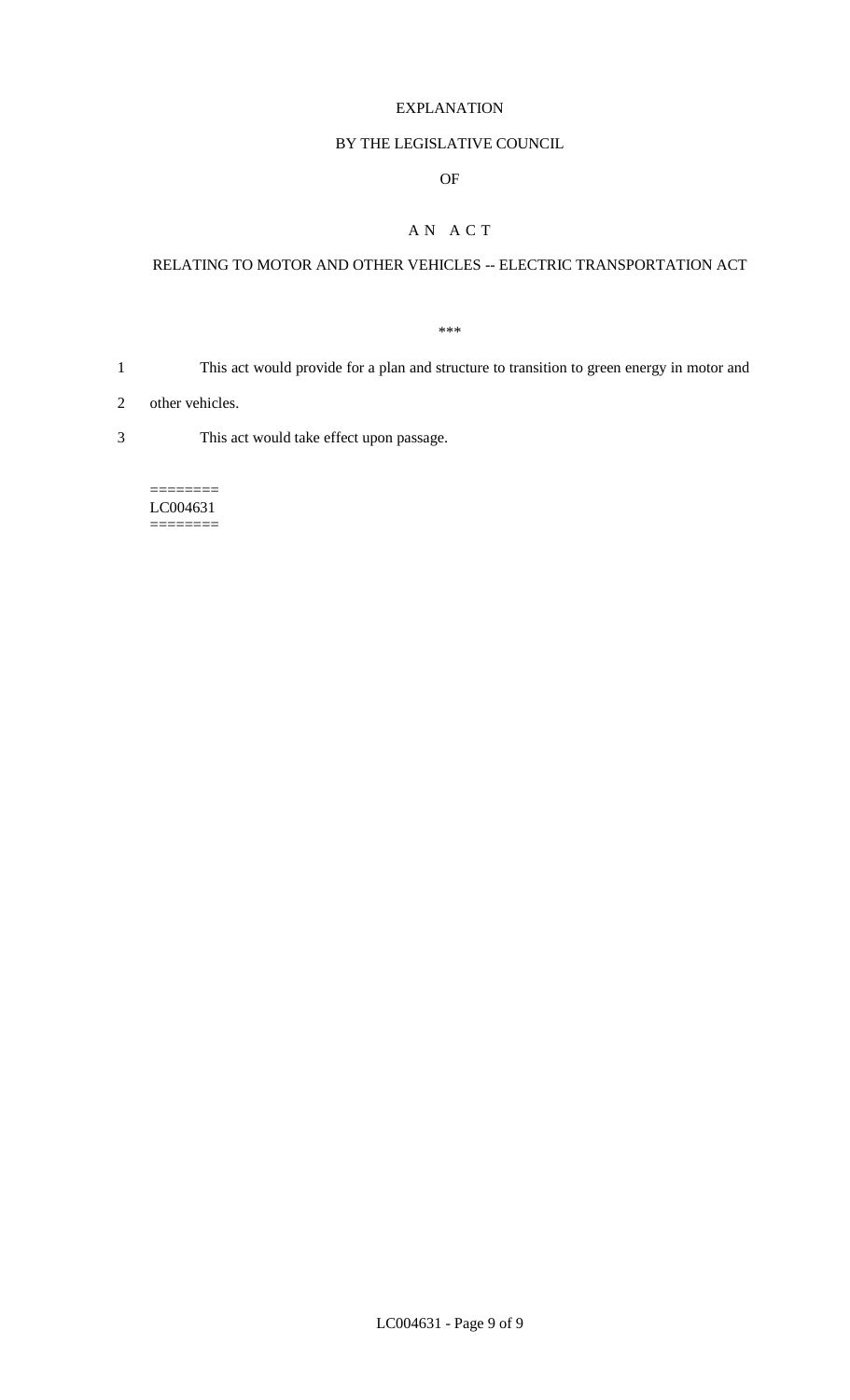EXPLANATION

BY THE LEGISLATIVE COUNCIL

OF

A N A C T

RELATING TO MOTOR AND OTHER VEHICLES -- ELECTRIC TRANSPORTATION ACT

***

This act would provide for a plan and structure to transition to green energy in motor and other vehicles.

This act would take effect upon passage.

========
LC004631
========